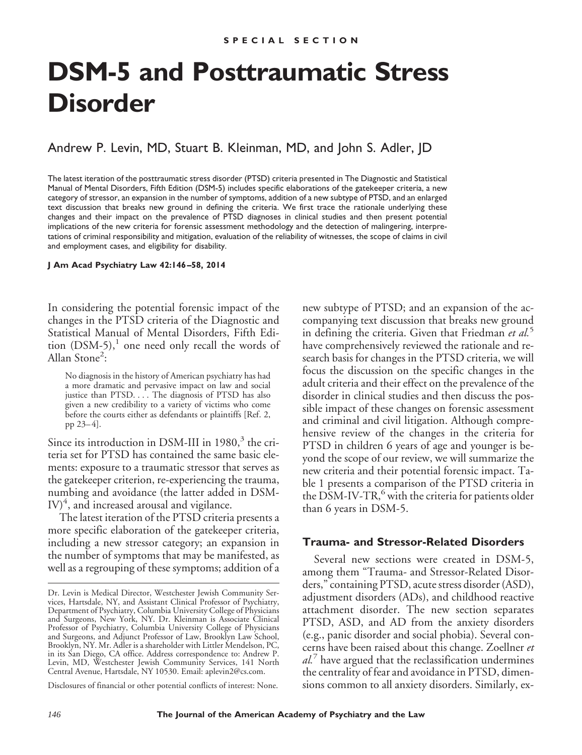SPECIAL SECTION

# DSM-5 and Posttraumatic Stress Disorder

Andrew P. Levin, MD, Stuart B. Kleinman, MD, and John S. Adler, JD

The latest iteration of the posttraumatic stress disorder (PTSD) criteria presented in The Diagnostic and Statistical Manual of Mental Disorders, Fifth Edition (DSM-5) includes specific elaborations of the gatekeeper criteria, a new category of stressor, an expansion in the number of symptoms, addition of a new subtype of PTSD, and an enlarged text discussion that breaks new ground in defining the criteria. We first trace the rationale underlying these changes and their impact on the prevalence of PTSD diagnoses in clinical studies and then present potential implications of the new criteria for forensic assessment methodology and the detection of malingering, interpretations of criminal responsibility and mitigation, evaluation of the reliability of witnesses, the scope of claims in civil and employment cases, and eligibility for disability.

**J Am Acad Psychiatry Law 42:146–58, 2014**

In considering the potential forensic impact of the changes in the PTSD criteria of the Diagnostic and Statistical Manual of Mental Disorders, Fifth Edition (DSM-5),[1] one need only recall the words of Allan Stone[2]:

> No diagnosis in the history of American psychiatry has had a more dramatic and pervasive impact on law and social justice than PTSD. . . . The diagnosis of PTSD has also given a new credibility to a variety of victims who come before the courts either as defendants or plaintiffs [Ref. 2, pp 23–4].

Since its introduction in DSM-III in 1980,[3] the criteria set for PTSD has contained the same basic elements: exposure to a traumatic stressor that serves as the gatekeeper criterion, re-experiencing the trauma, numbing and avoidance (the latter added in DSM-IV)[4], and increased arousal and vigilance.

The latest iteration of the PTSD criteria presents a more specific elaboration of the gatekeeper criteria, including a new stressor category; an expansion in the number of symptoms that may be manifested, as well as a regrouping of these symptoms; addition of a new subtype of PTSD; and an expansion of the accompanying text discussion that breaks new ground in defining the criteria. Given that Friedman *et al.*[5] have comprehensively reviewed the rationale and research basis for changes in the PTSD criteria, we will focus the discussion on the specific changes in the adult criteria and their effect on the prevalence of the disorder in clinical studies and then discuss the possible impact of these changes on forensic assessment and criminal and civil litigation. Although comprehensive review of the changes in the criteria for PTSD in children 6 years of age and younger is beyond the scope of our review, we will summarize the new criteria and their potential forensic impact. Table 1 presents a comparison of the PTSD criteria in the DSM-IV-TR,[6] with the criteria for patients older than 6 years in DSM-5.

## Trauma- and Stressor-Related Disorders

Several new sections were created in DSM-5, among them "Trauma- and Stressor-Related Disorders," containing PTSD, acute stress disorder (ASD), adjustment disorders (ADs), and childhood reactive attachment disorder. The new section separates PTSD, ASD, and AD from the anxiety disorders (e.g., panic disorder and social phobia). Several concerns have been raised about this change. Zoellner *et al.*[7] have argued that the reclassification undermines the centrality of fear and avoidance in PTSD, dimensions common to all anxiety disorders. Similarly, ex-

Dr. Levin is Medical Director, Westchester Jewish Community Services, Hartsdale, NY, and Assistant Clinical Professor of Psychiatry, Department of Psychiatry, Columbia University College of Physicians and Surgeons, New York, NY. Dr. Kleinman is Associate Clinical Professor of Psychiatry, Columbia University College of Physicians and Surgeons, and Adjunct Professor of Law, Brooklyn Law School, Brooklyn, NY. Mr. Adler is a shareholder with Littler Mendelson, PC, in its San Diego, CA office. Address correspondence to: Andrew P. Levin, MD, Westchester Jewish Community Services, 141 North Central Avenue, Hartsdale, NY 10530. Email: aplevin2@cs.com.

Disclosures of financial or other potential conflicts of interest: None.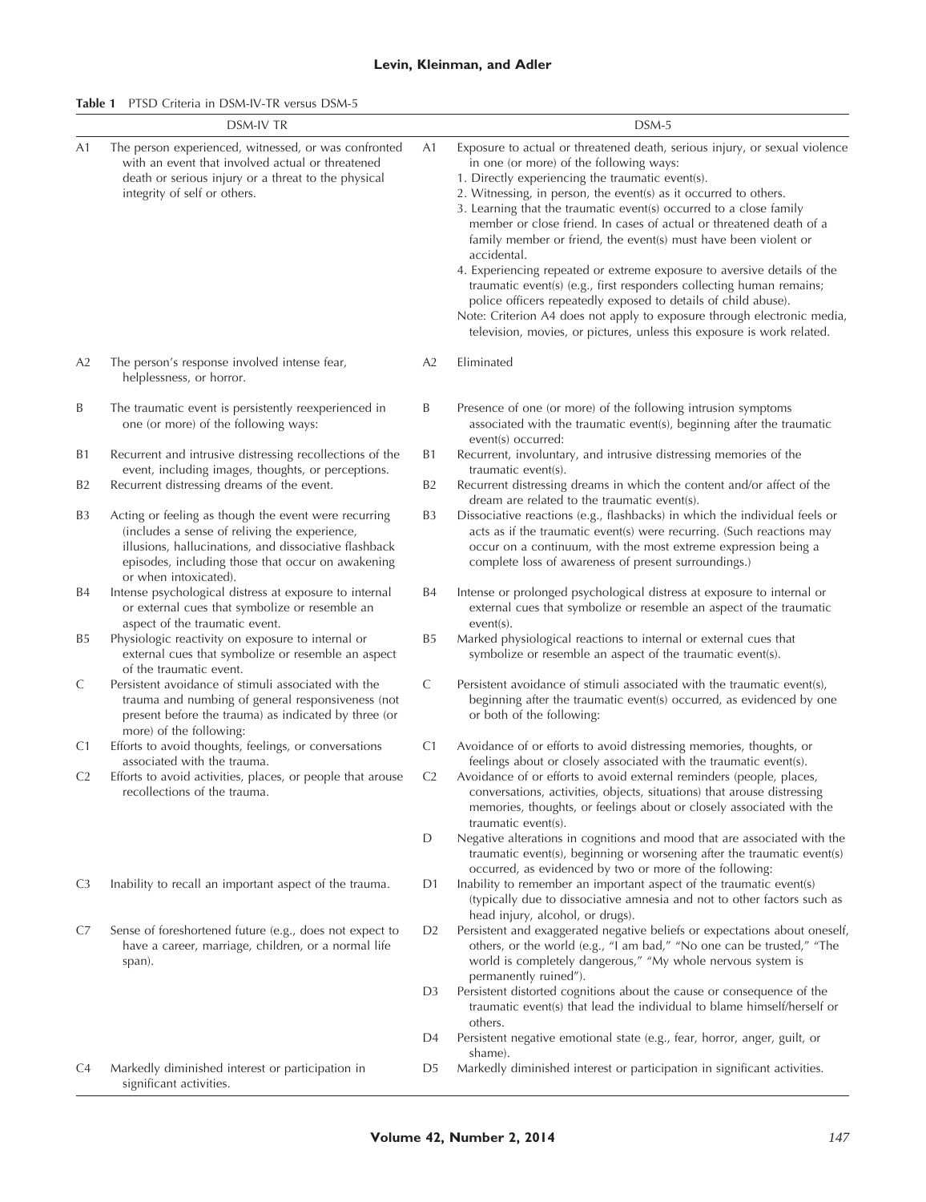**Table 1** PTSD Criteria in DSM-IV-TR versus DSM-5

| | DSM-IV TR | | DSM-5 |
|---|---|---|---|
| A1 | The person experienced, witnessed, or was confronted with an event that involved actual or threatened death or serious injury or a threat to the physical integrity of self or others. | A1 | Exposure to actual or threatened death, serious injury, or sexual violence in one (or more) of the following ways:<br>1. Directly experiencing the traumatic event(s).<br>2. Witnessing, in person, the event(s) as it occurred to others.<br>3. Learning that the traumatic event(s) occurred to a close family member or close friend. In cases of actual or threatened death of a family member or friend, the event(s) must have been violent or accidental.<br>4. Experiencing repeated or extreme exposure to aversive details of the traumatic event(s) (e.g., first responders collecting human remains; police officers repeatedly exposed to details of child abuse).<br>Note: Criterion A4 does not apply to exposure through electronic media, television, movies, or pictures, unless this exposure is work related. |
| A2 | The person's response involved intense fear, helplessness, or horror. | A2 | Eliminated |
| B | The traumatic event is persistently reexperienced in one (or more) of the following ways: | B | Presence of one (or more) of the following intrusion symptoms associated with the traumatic event(s), beginning after the traumatic event(s) occurred: |
| B1 | Recurrent and intrusive distressing recollections of the event, including images, thoughts, or perceptions. | B1 | Recurrent, involuntary, and intrusive distressing memories of the traumatic event(s). |
| B2 | Recurrent distressing dreams of the event. | B2 | Recurrent distressing dreams in which the content and/or affect of the dream are related to the traumatic event(s). |
| B3 | Acting or feeling as though the event were recurring (includes a sense of reliving the experience, illusions, hallucinations, and dissociative flashback episodes, including those that occur on awakening or when intoxicated). | B3 | Dissociative reactions (e.g., flashbacks) in which the individual feels or acts as if the traumatic event(s) were recurring. (Such reactions may occur on a continuum, with the most extreme expression being a complete loss of awareness of present surroundings.) |
| B4 | Intense psychological distress at exposure to internal or external cues that symbolize or resemble an aspect of the traumatic event. | B4 | Intense or prolonged psychological distress at exposure to internal or external cues that symbolize or resemble an aspect of the traumatic event(s). |
| B5 | Physiologic reactivity on exposure to internal or external cues that symbolize or resemble an aspect of the traumatic event. | B5 | Marked physiological reactions to internal or external cues that symbolize or resemble an aspect of the traumatic event(s). |
| C | Persistent avoidance of stimuli associated with the trauma and numbing of general responsiveness (not present before the trauma) as indicated by three (or more) of the following: | C | Persistent avoidance of stimuli associated with the traumatic event(s), beginning after the traumatic event(s) occurred, as evidenced by one or both of the following: |
| C1 | Efforts to avoid thoughts, feelings, or conversations associated with the trauma. | C1 | Avoidance of or efforts to avoid distressing memories, thoughts, or feelings about or closely associated with the traumatic event(s). |
| C2 | Efforts to avoid activities, places, or people that arouse recollections of the trauma. | C2 | Avoidance of or efforts to avoid external reminders (people, places, conversations, activities, objects, situations) that arouse distressing memories, thoughts, or feelings about or closely associated with the traumatic event(s). |
| | | D | Negative alterations in cognitions and mood that are associated with the traumatic event(s), beginning or worsening after the traumatic event(s) occurred, as evidenced by two or more of the following: |
| C3 | Inability to recall an important aspect of the trauma. | D1 | Inability to remember an important aspect of the traumatic event(s) (typically due to dissociative amnesia and not to other factors such as head injury, alcohol, or drugs). |
| C7 | Sense of foreshortened future (e.g., does not expect to have a career, marriage, children, or a normal life span). | D2 | Persistent and exaggerated negative beliefs or expectations about oneself, others, or the world (e.g., "I am bad," "No one can be trusted," "The world is completely dangerous," "My whole nervous system is permanently ruined"). |
| | | D3 | Persistent distorted cognitions about the cause or consequence of the traumatic event(s) that lead the individual to blame himself/herself or others. |
| | | D4 | Persistent negative emotional state (e.g., fear, horror, anger, guilt, or shame). |
| C4 | Markedly diminished interest or participation in significant activities. | D5 | Markedly diminished interest or participation in significant activities. |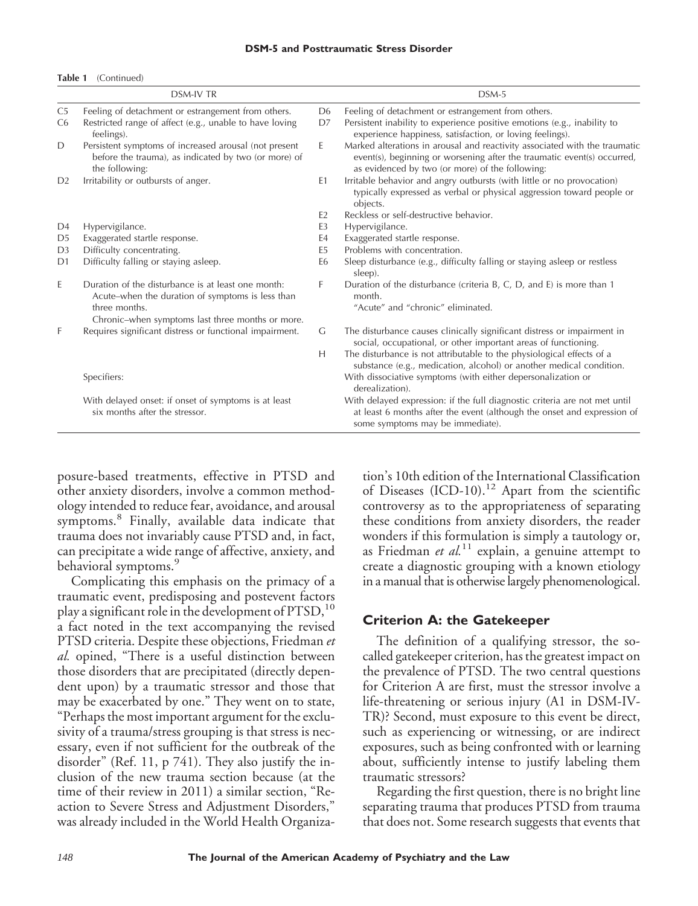**Table 1** (Continued)

| | DSM-IV TR | | DSM-5 |
|---|---|---|---|
| C5 | Feeling of detachment or estrangement from others. | D6 | Feeling of detachment or estrangement from others. |
| C6 | Restricted range of affect (e.g., unable to have loving feelings). | D7 | Persistent inability to experience positive emotions (e.g., inability to experience happiness, satisfaction, or loving feelings). |
| D | Persistent symptoms of increased arousal (not present before the trauma), as indicated by two (or more) of the following: | E | Marked alterations in arousal and reactivity associated with the traumatic event(s), beginning or worsening after the traumatic event(s) occurred, as evidenced by two (or more) of the following: |
| D2 | Irritability or outbursts of anger. | E1 | Irritable behavior and angry outbursts (with little or no provocation) typically expressed as verbal or physical aggression toward people or objects. |
| | | E2 | Reckless or self-destructive behavior. |
| D4 | Hypervigilance. | E3 | Hypervigilance. |
| D5 | Exaggerated startle response. | E4 | Exaggerated startle response. |
| D3 | Difficulty concentrating. | E5 | Problems with concentration. |
| D1 | Difficulty falling or staying asleep. | E6 | Sleep disturbance (e.g., difficulty falling or staying asleep or restless sleep). |
| E | Duration of the disturbance is at least one month: Acute–when the duration of symptoms is less than three months. Chronic–when symptoms last three months or more. | F | Duration of the disturbance (criteria B, C, D, and E) is more than 1 month. "Acute" and "chronic" eliminated. |
| F | Requires significant distress or functional impairment. | G | The disturbance causes clinically significant distress or impairment in social, occupational, or other important areas of functioning. |
| | | H | The disturbance is not attributable to the physiological effects of a substance (e.g., medication, alcohol) or another medical condition. |
| | Specifiers: | | With dissociative symptoms (with either depersonalization or derealization). |
| | With delayed onset: if onset of symptoms is at least six months after the stressor. | | With delayed expression: if the full diagnostic criteria are not met until at least 6 months after the event (although the onset and expression of some symptoms may be immediate). |

posure-based treatments, effective in PTSD and other anxiety disorders, involve a common methodology intended to reduce fear, avoidance, and arousal symptoms.[8] Finally, available data indicate that trauma does not invariably cause PTSD and, in fact, can precipitate a wide range of affective, anxiety, and behavioral symptoms.[9]

Complicating this emphasis on the primacy of a traumatic event, predisposing and postevent factors play a significant role in the development of PTSD,[10] a fact noted in the text accompanying the revised PTSD criteria. Despite these objections, Friedman *et al.* opined, "There is a useful distinction between those disorders that are precipitated (directly dependent upon) by a traumatic stressor and those that may be exacerbated by one." They went on to state, "Perhaps the most important argument for the exclusivity of a trauma/stress grouping is that stress is necessary, even if not sufficient for the outbreak of the disorder" (Ref. 11, p 741). They also justify the inclusion of the new trauma section because (at the time of their review in 2011) a similar section, "Reaction to Severe Stress and Adjustment Disorders," was already included in the World Health Organization's 10th edition of the International Classification of Diseases (ICD-10).[12] Apart from the scientific controversy as to the appropriateness of separating these conditions from anxiety disorders, the reader wonders if this formulation is simply a tautology or, as Friedman *et al.*[11] explain, a genuine attempt to create a diagnostic grouping with a known etiology in a manual that is otherwise largely phenomenological.

## Criterion A: the Gatekeeper

The definition of a qualifying stressor, the so-called gatekeeper criterion, has the greatest impact on the prevalence of PTSD. The two central questions for Criterion A are first, must the stressor involve a life-threatening or serious injury (A1 in DSM-IV-TR)? Second, must exposure to this event be direct, such as experiencing or witnessing, or are indirect exposures, such as being confronted with or learning about, sufficiently intense to justify labeling them traumatic stressors?

Regarding the first question, there is no bright line separating trauma that produces PTSD from trauma that does not. Some research suggests that events that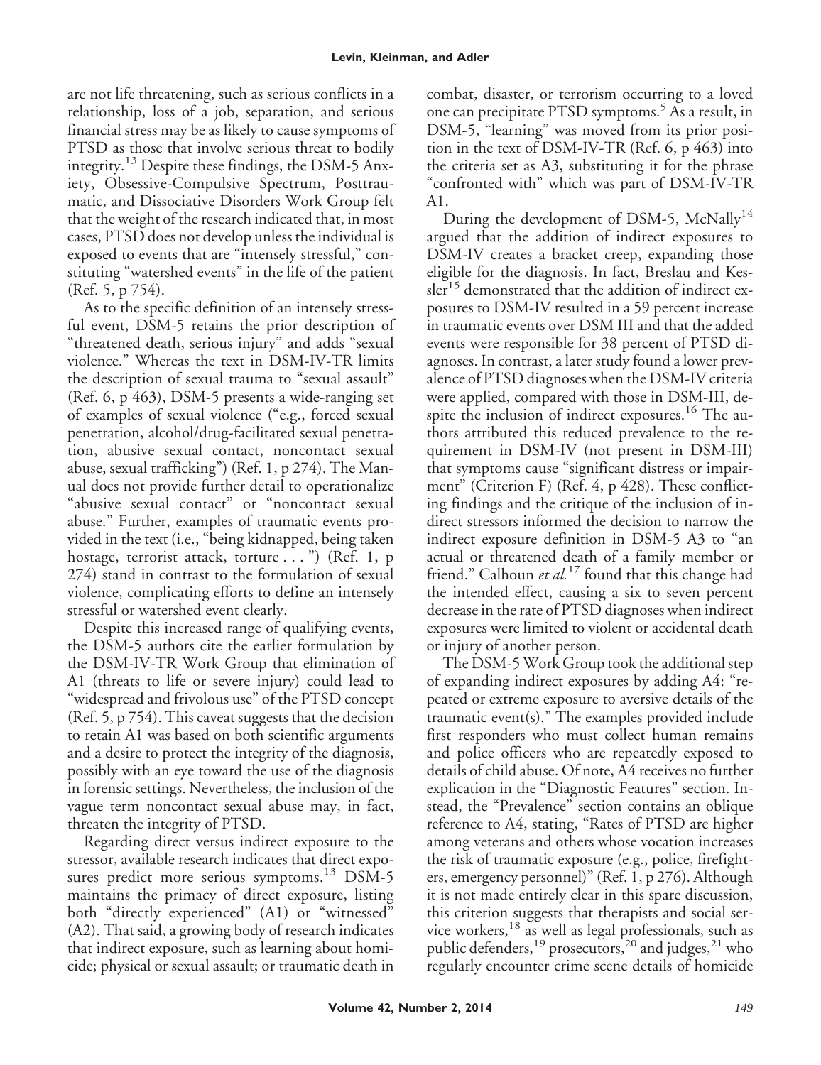are not life threatening, such as serious conflicts in a relationship, loss of a job, separation, and serious financial stress may be as likely to cause symptoms of PTSD as those that involve serious threat to bodily integrity.[13] Despite these findings, the DSM-5 Anxiety, Obsessive-Compulsive Spectrum, Posttraumatic, and Dissociative Disorders Work Group felt that the weight of the research indicated that, in most cases, PTSD does not develop unless the individual is exposed to events that are "intensely stressful," constituting "watershed events" in the life of the patient (Ref. 5, p 754).

As to the specific definition of an intensely stressful event, DSM-5 retains the prior description of "threatened death, serious injury" and adds "sexual violence." Whereas the text in DSM-IV-TR limits the description of sexual trauma to "sexual assault" (Ref. 6, p 463), DSM-5 presents a wide-ranging set of examples of sexual violence ("e.g., forced sexual penetration, alcohol/drug-facilitated sexual penetration, abusive sexual contact, noncontact sexual abuse, sexual trafficking") (Ref. 1, p 274). The Manual does not provide further detail to operationalize "abusive sexual contact" or "noncontact sexual abuse." Further, examples of traumatic events provided in the text (i.e., "being kidnapped, being taken hostage, terrorist attack, torture . . . ") (Ref. 1, p 274) stand in contrast to the formulation of sexual violence, complicating efforts to define an intensely stressful or watershed event clearly.

Despite this increased range of qualifying events, the DSM-5 authors cite the earlier formulation by the DSM-IV-TR Work Group that elimination of A1 (threats to life or severe injury) could lead to "widespread and frivolous use" of the PTSD concept (Ref. 5, p 754). This caveat suggests that the decision to retain A1 was based on both scientific arguments and a desire to protect the integrity of the diagnosis, possibly with an eye toward the use of the diagnosis in forensic settings. Nevertheless, the inclusion of the vague term noncontact sexual abuse may, in fact, threaten the integrity of PTSD.

Regarding direct versus indirect exposure to the stressor, available research indicates that direct exposures predict more serious symptoms.[13] DSM-5 maintains the primacy of direct exposure, listing both "directly experienced" (A1) or "witnessed" (A2). That said, a growing body of research indicates that indirect exposure, such as learning about homicide; physical or sexual assault; or traumatic death in combat, disaster, or terrorism occurring to a loved one can precipitate PTSD symptoms.[5] As a result, in DSM-5, "learning" was moved from its prior position in the text of DSM-IV-TR (Ref. 6, p 463) into the criteria set as A3, substituting it for the phrase "confronted with" which was part of DSM-IV-TR A1.

During the development of DSM-5, McNally[14] argued that the addition of indirect exposures to DSM-IV creates a bracket creep, expanding those eligible for the diagnosis. In fact, Breslau and Kessler[15] demonstrated that the addition of indirect exposures to DSM-IV resulted in a 59 percent increase in traumatic events over DSM III and that the added events were responsible for 38 percent of PTSD diagnoses. In contrast, a later study found a lower prevalence of PTSD diagnoses when the DSM-IV criteria were applied, compared with those in DSM-III, despite the inclusion of indirect exposures.[16] The authors attributed this reduced prevalence to the requirement in DSM-IV (not present in DSM-III) that symptoms cause "significant distress or impairment" (Criterion F) (Ref. 4, p 428). These conflicting findings and the critique of the inclusion of indirect stressors informed the decision to narrow the indirect exposure definition in DSM-5 A3 to "an actual or threatened death of a family member or friend." Calhoun *et al.*[17] found that this change had the intended effect, causing a six to seven percent decrease in the rate of PTSD diagnoses when indirect exposures were limited to violent or accidental death or injury of another person.

The DSM-5 Work Group took the additional step of expanding indirect exposures by adding A4: "repeated or extreme exposure to aversive details of the traumatic event(s)." The examples provided include first responders who must collect human remains and police officers who are repeatedly exposed to details of child abuse. Of note, A4 receives no further explication in the "Diagnostic Features" section. Instead, the "Prevalence" section contains an oblique reference to A4, stating, "Rates of PTSD are higher among veterans and others whose vocation increases the risk of traumatic exposure (e.g., police, firefighters, emergency personnel)" (Ref. 1, p 276). Although it is not made entirely clear in this spare discussion, this criterion suggests that therapists and social service workers,[18] as well as legal professionals, such as public defenders,[19] prosecutors,[20] and judges,[21] who regularly encounter crime scene details of homicide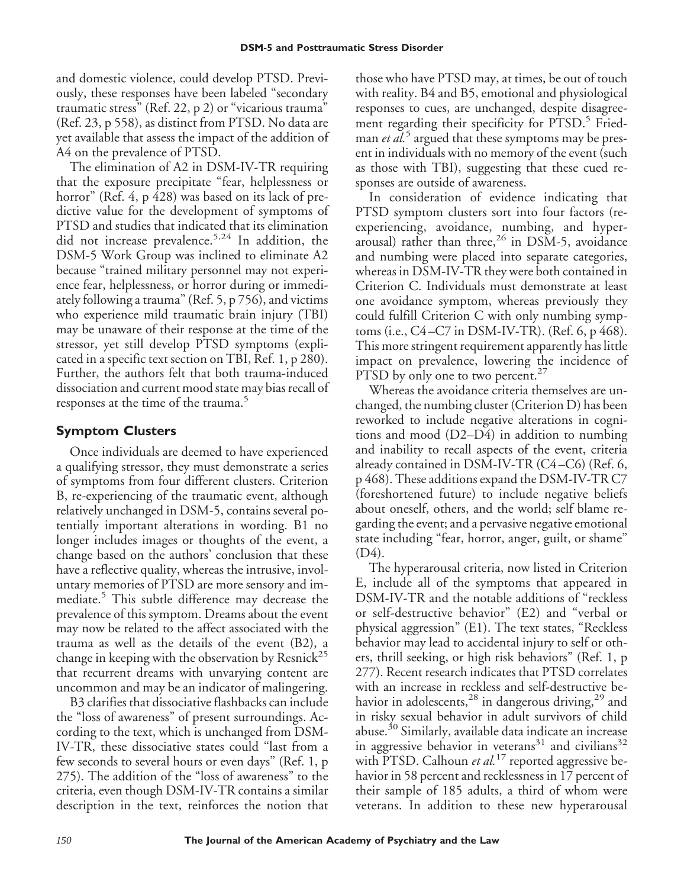and domestic violence, could develop PTSD. Previously, these responses have been labeled "secondary traumatic stress" (Ref. 22, p 2) or "vicarious trauma" (Ref. 23, p 558), as distinct from PTSD. No data are yet available that assess the impact of the addition of A4 on the prevalence of PTSD.

The elimination of A2 in DSM-IV-TR requiring that the exposure precipitate "fear, helplessness or horror" (Ref. 4, p 428) was based on its lack of predictive value for the development of symptoms of PTSD and studies that indicated that its elimination did not increase prevalence.[5,24] In addition, the DSM-5 Work Group was inclined to eliminate A2 because "trained military personnel may not experience fear, helplessness, or horror during or immediately following a trauma" (Ref. 5, p 756), and victims who experience mild traumatic brain injury (TBI) may be unaware of their response at the time of the stressor, yet still develop PTSD symptoms (explicated in a specific text section on TBI, Ref. 1, p 280). Further, the authors felt that both trauma-induced dissociation and current mood state may bias recall of responses at the time of the trauma.[5]

## Symptom Clusters

Once individuals are deemed to have experienced a qualifying stressor, they must demonstrate a series of symptoms from four different clusters. Criterion B, re-experiencing of the traumatic event, although relatively unchanged in DSM-5, contains several potentially important alterations in wording. B1 no longer includes images or thoughts of the event, a change based on the authors' conclusion that these have a reflective quality, whereas the intrusive, involuntary memories of PTSD are more sensory and immediate.[5] This subtle difference may decrease the prevalence of this symptom. Dreams about the event may now be related to the affect associated with the trauma as well as the details of the event (B2), a change in keeping with the observation by Resnick[25] that recurrent dreams with unvarying content are uncommon and may be an indicator of malingering.

B3 clarifies that dissociative flashbacks can include the "loss of awareness" of present surroundings. According to the text, which is unchanged from DSM-IV-TR, these dissociative states could "last from a few seconds to several hours or even days" (Ref. 1, p 275). The addition of the "loss of awareness" to the criteria, even though DSM-IV-TR contains a similar description in the text, reinforces the notion that those who have PTSD may, at times, be out of touch with reality. B4 and B5, emotional and physiological responses to cues, are unchanged, despite disagreement regarding their specificity for PTSD.[5] Friedman *et al.*[5] argued that these symptoms may be present in individuals with no memory of the event (such as those with TBI), suggesting that these cued responses are outside of awareness.

In consideration of evidence indicating that PTSD symptom clusters sort into four factors (re-experiencing, avoidance, numbing, and hyperarousal) rather than three,[26] in DSM-5, avoidance and numbing were placed into separate categories, whereas in DSM-IV-TR they were both contained in Criterion C. Individuals must demonstrate at least one avoidance symptom, whereas previously they could fulfill Criterion C with only numbing symptoms (i.e., C4–C7 in DSM-IV-TR). (Ref. 6, p 468). This more stringent requirement apparently has little impact on prevalence, lowering the incidence of PTSD by only one to two percent.[27]

Whereas the avoidance criteria themselves are unchanged, the numbing cluster (Criterion D) has been reworked to include negative alterations in cognitions and mood (D2–D4) in addition to numbing and inability to recall aspects of the event, criteria already contained in DSM-IV-TR (C4–C6) (Ref. 6, p 468). These additions expand the DSM-IV-TR C7 (foreshortened future) to include negative beliefs about oneself, others, and the world; self blame regarding the event; and a pervasive negative emotional state including "fear, horror, anger, guilt, or shame" (D4).

The hyperarousal criteria, now listed in Criterion E, include all of the symptoms that appeared in DSM-IV-TR and the notable additions of "reckless or self-destructive behavior" (E2) and "verbal or physical aggression" (E1). The text states, "Reckless behavior may lead to accidental injury to self or others, thrill seeking, or high risk behaviors" (Ref. 1, p 277). Recent research indicates that PTSD correlates with an increase in reckless and self-destructive behavior in adolescents,[28] in dangerous driving,[29] and in risky sexual behavior in adult survivors of child abuse.[30] Similarly, available data indicate an increase in aggressive behavior in veterans[31] and civilians[32] with PTSD. Calhoun *et al.*[17] reported aggressive behavior in 58 percent and recklessness in 17 percent of their sample of 185 adults, a third of whom were veterans. In addition to these new hyperarousal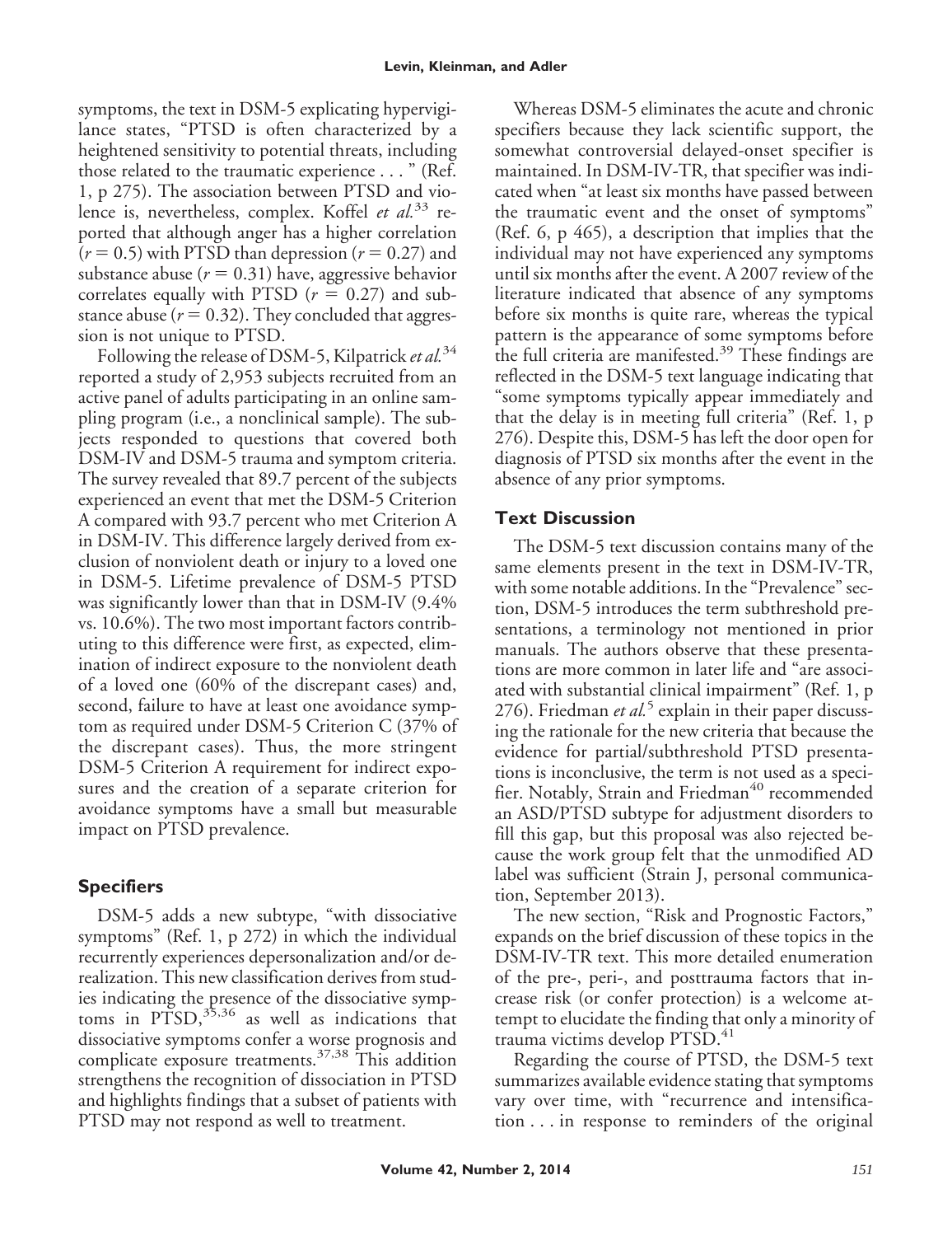symptoms, the text in DSM-5 explicating hypervigilance states, "PTSD is often characterized by a heightened sensitivity to potential threats, including those related to the traumatic experience . . . " (Ref. 1, p 275). The association between PTSD and violence is, nevertheless, complex. Koffel *et al.*[33] reported that although anger has a higher correlation ($r = 0.5$) with PTSD than depression ($r = 0.27$) and substance abuse ($r = 0.31$) have, aggressive behavior correlates equally with PTSD ($r = 0.27$) and substance abuse ($r = 0.32$). They concluded that aggression is not unique to PTSD.

Following the release of DSM-5, Kilpatrick *et al.*[34] reported a study of 2,953 subjects recruited from an active panel of adults participating in an online sampling program (i.e., a nonclinical sample). The subjects responded to questions that covered both DSM-IV and DSM-5 trauma and symptom criteria. The survey revealed that 89.7 percent of the subjects experienced an event that met the DSM-5 Criterion A compared with 93.7 percent who met Criterion A in DSM-IV. This difference largely derived from exclusion of nonviolent death or injury to a loved one in DSM-5. Lifetime prevalence of DSM-5 PTSD was significantly lower than that in DSM-IV (9.4% vs. 10.6%). The two most important factors contributing to this difference were first, as expected, elimination of indirect exposure to the nonviolent death of a loved one (60% of the discrepant cases) and, second, failure to have at least one avoidance symptom as required under DSM-5 Criterion C (37% of the discrepant cases). Thus, the more stringent DSM-5 Criterion A requirement for indirect exposures and the creation of a separate criterion for avoidance symptoms have a small but measurable impact on PTSD prevalence.

## Specifiers

DSM-5 adds a new subtype, "with dissociative symptoms" (Ref. 1, p 272) in which the individual recurrently experiences depersonalization and/or derealization. This new classification derives from studies indicating the presence of the dissociative symptoms in PTSD,[35,36] as well as indications that dissociative symptoms confer a worse prognosis and complicate exposure treatments.[37,38] This addition strengthens the recognition of dissociation in PTSD and highlights findings that a subset of patients with PTSD may not respond as well to treatment.

Whereas DSM-5 eliminates the acute and chronic specifiers because they lack scientific support, the somewhat controversial delayed-onset specifier is maintained. In DSM-IV-TR, that specifier was indicated when "at least six months have passed between the traumatic event and the onset of symptoms" (Ref. 6, p 465), a description that implies that the individual may not have experienced any symptoms until six months after the event. A 2007 review of the literature indicated that absence of any symptoms before six months is quite rare, whereas the typical pattern is the appearance of some symptoms before the full criteria are manifested.[39] These findings are reflected in the DSM-5 text language indicating that "some symptoms typically appear immediately and that the delay is in meeting full criteria" (Ref. 1, p 276). Despite this, DSM-5 has left the door open for diagnosis of PTSD six months after the event in the absence of any prior symptoms.

## Text Discussion

The DSM-5 text discussion contains many of the same elements present in the text in DSM-IV-TR, with some notable additions. In the "Prevalence" section, DSM-5 introduces the term subthreshold presentations, a terminology not mentioned in prior manuals. The authors observe that these presentations are more common in later life and "are associated with substantial clinical impairment" (Ref. 1, p 276). Friedman *et al.*[5] explain in their paper discussing the rationale for the new criteria that because the evidence for partial/subthreshold PTSD presentations is inconclusive, the term is not used as a specifier. Notably, Strain and Friedman[40] recommended an ASD/PTSD subtype for adjustment disorders to fill this gap, but this proposal was also rejected because the work group felt that the unmodified AD label was sufficient (Strain J, personal communication, September 2013).

The new section, "Risk and Prognostic Factors," expands on the brief discussion of these topics in the DSM-IV-TR text. This more detailed enumeration of the pre-, peri-, and posttrauma factors that increase risk (or confer protection) is a welcome attempt to elucidate the finding that only a minority of trauma victims develop PTSD.[41]

Regarding the course of PTSD, the DSM-5 text summarizes available evidence stating that symptoms vary over time, with "recurrence and intensification . . . in response to reminders of the original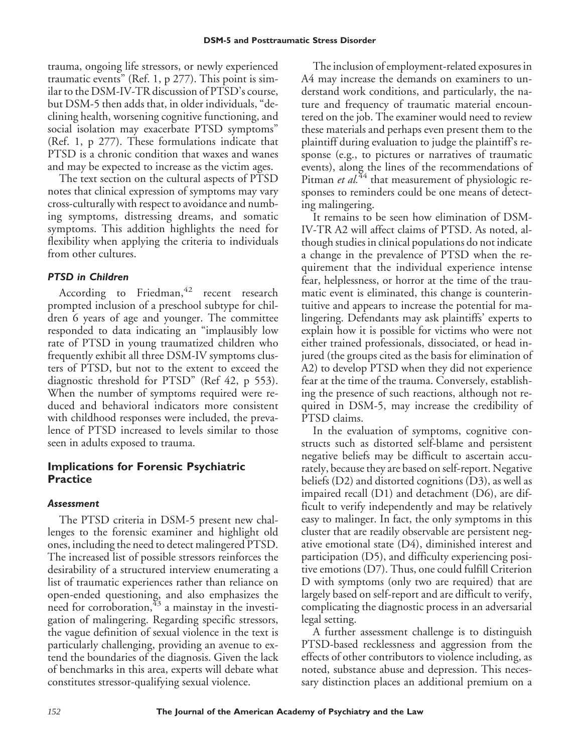trauma, ongoing life stressors, or newly experienced traumatic events" (Ref. 1, p 277). This point is similar to the DSM-IV-TR discussion of PTSD's course, but DSM-5 then adds that, in older individuals, "declining health, worsening cognitive functioning, and social isolation may exacerbate PTSD symptoms" (Ref. 1, p 277). These formulations indicate that PTSD is a chronic condition that waxes and wanes and may be expected to increase as the victim ages.

The text section on the cultural aspects of PTSD notes that clinical expression of symptoms may vary cross-culturally with respect to avoidance and numbing symptoms, distressing dreams, and somatic symptoms. This addition highlights the need for flexibility when applying the criteria to individuals from other cultures.

### *PTSD in Children*

According to Friedman,[42] recent research prompted inclusion of a preschool subtype for children 6 years of age and younger. The committee responded to data indicating an "implausibly low rate of PTSD in young traumatized children who frequently exhibit all three DSM-IV symptoms clusters of PTSD, but not to the extent to exceed the diagnostic threshold for PTSD" (Ref 42, p 553). When the number of symptoms required were reduced and behavioral indicators more consistent with childhood responses were included, the prevalence of PTSD increased to levels similar to those seen in adults exposed to trauma.

## Implications for Forensic Psychiatric Practice

### *Assessment*

The PTSD criteria in DSM-5 present new challenges to the forensic examiner and highlight old ones, including the need to detect malingered PTSD. The increased list of possible stressors reinforces the desirability of a structured interview enumerating a list of traumatic experiences rather than reliance on open-ended questioning, and also emphasizes the need for corroboration,[43] a mainstay in the investigation of malingering. Regarding specific stressors, the vague definition of sexual violence in the text is particularly challenging, providing an avenue to extend the boundaries of the diagnosis. Given the lack of benchmarks in this area, experts will debate what constitutes stressor-qualifying sexual violence.

The inclusion of employment-related exposures in A4 may increase the demands on examiners to understand work conditions, and particularly, the nature and frequency of traumatic material encountered on the job. The examiner would need to review these materials and perhaps even present them to the plaintiff during evaluation to judge the plaintiff's response (e.g., to pictures or narratives of traumatic events), along the lines of the recommendations of Pitman *et al.*[44] that measurement of physiologic responses to reminders could be one means of detecting malingering.

It remains to be seen how elimination of DSM-IV-TR A2 will affect claims of PTSD. As noted, although studies in clinical populations do not indicate a change in the prevalence of PTSD when the requirement that the individual experience intense fear, helplessness, or horror at the time of the traumatic event is eliminated, this change is counterintuitive and appears to increase the potential for malingering. Defendants may ask plaintiffs' experts to explain how it is possible for victims who were not either trained professionals, dissociated, or head injured (the groups cited as the basis for elimination of A2) to develop PTSD when they did not experience fear at the time of the trauma. Conversely, establishing the presence of such reactions, although not required in DSM-5, may increase the credibility of PTSD claims.

In the evaluation of symptoms, cognitive constructs such as distorted self-blame and persistent negative beliefs may be difficult to ascertain accurately, because they are based on self-report. Negative beliefs (D2) and distorted cognitions (D3), as well as impaired recall (D1) and detachment (D6), are difficult to verify independently and may be relatively easy to malinger. In fact, the only symptoms in this cluster that are readily observable are persistent negative emotional state (D4), diminished interest and participation (D5), and difficulty experiencing positive emotions (D7). Thus, one could fulfill Criterion D with symptoms (only two are required) that are largely based on self-report and are difficult to verify, complicating the diagnostic process in an adversarial legal setting.

A further assessment challenge is to distinguish PTSD-based recklessness and aggression from the effects of other contributors to violence including, as noted, substance abuse and depression. This necessary distinction places an additional premium on a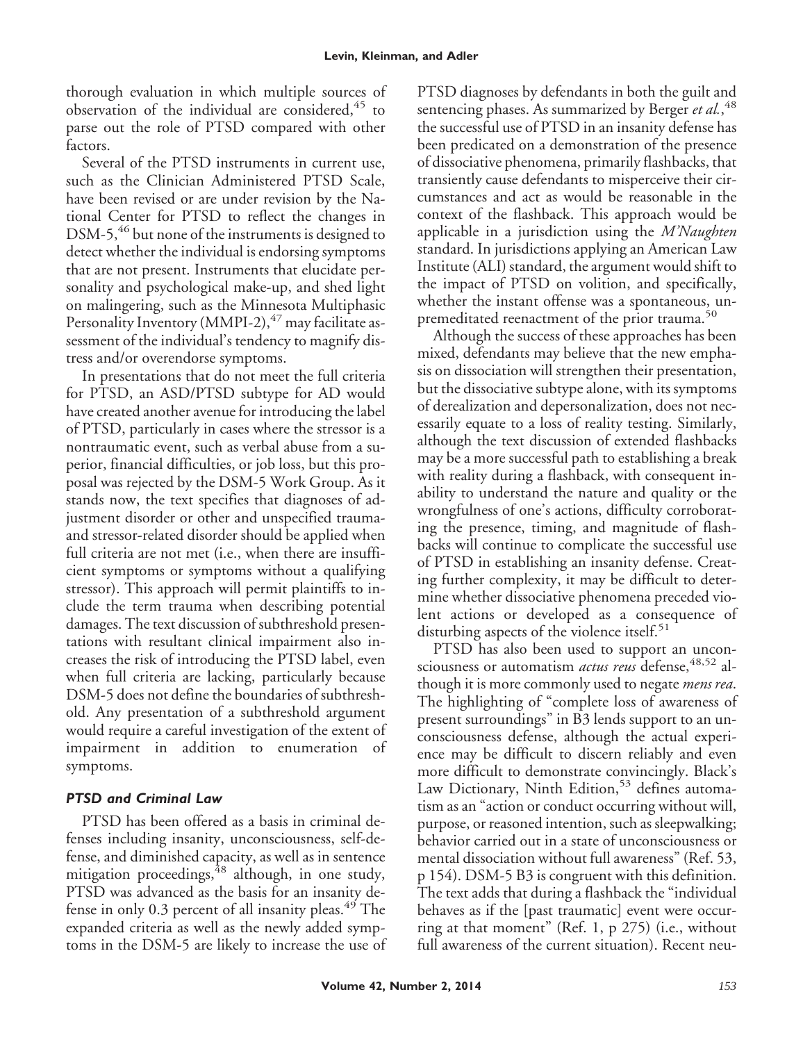thorough evaluation in which multiple sources of observation of the individual are considered,[45] to parse out the role of PTSD compared with other factors.

Several of the PTSD instruments in current use, such as the Clinician Administered PTSD Scale, have been revised or are under revision by the National Center for PTSD to reflect the changes in DSM-5,[46] but none of the instruments is designed to detect whether the individual is endorsing symptoms that are not present. Instruments that elucidate personality and psychological make-up, and shed light on malingering, such as the Minnesota Multiphasic Personality Inventory (MMPI-2),[47] may facilitate assessment of the individual's tendency to magnify distress and/or overendorse symptoms.

In presentations that do not meet the full criteria for PTSD, an ASD/PTSD subtype for AD would have created another avenue for introducing the label of PTSD, particularly in cases where the stressor is a nontraumatic event, such as verbal abuse from a superior, financial difficulties, or job loss, but this proposal was rejected by the DSM-5 Work Group. As it stands now, the text specifies that diagnoses of adjustment disorder or other and unspecified trauma- and stressor-related disorder should be applied when full criteria are not met (i.e., when there are insufficient symptoms or symptoms without a qualifying stressor). This approach will permit plaintiffs to include the term trauma when describing potential damages. The text discussion of subthreshold presentations with resultant clinical impairment also increases the risk of introducing the PTSD label, even when full criteria are lacking, particularly because DSM-5 does not define the boundaries of subthreshold. Any presentation of a subthreshold argument would require a careful investigation of the extent of impairment in addition to enumeration of symptoms.

### *PTSD and Criminal Law*

PTSD has been offered as a basis in criminal defenses including insanity, unconsciousness, self-defense, and diminished capacity, as well as in sentence mitigation proceedings,[48] although, in one study, PTSD was advanced as the basis for an insanity defense in only 0.3 percent of all insanity pleas.[49] The expanded criteria as well as the newly added symptoms in the DSM-5 are likely to increase the use of PTSD diagnoses by defendants in both the guilt and sentencing phases. As summarized by Berger *et al.*,[48] the successful use of PTSD in an insanity defense has been predicated on a demonstration of the presence of dissociative phenomena, primarily flashbacks, that transiently cause defendants to misperceive their circumstances and act as would be reasonable in the context of the flashback. This approach would be applicable in a jurisdiction using the *M'Naughten* standard. In jurisdictions applying an American Law Institute (ALI) standard, the argument would shift to the impact of PTSD on volition, and specifically, whether the instant offense was a spontaneous, unpremeditated reenactment of the prior trauma.[50]

Although the success of these approaches has been mixed, defendants may believe that the new emphasis on dissociation will strengthen their presentation, but the dissociative subtype alone, with its symptoms of derealization and depersonalization, does not necessarily equate to a loss of reality testing. Similarly, although the text discussion of extended flashbacks may be a more successful path to establishing a break with reality during a flashback, with consequent inability to understand the nature and quality or the wrongfulness of one's actions, difficulty corroborating the presence, timing, and magnitude of flashbacks will continue to complicate the successful use of PTSD in establishing an insanity defense. Creating further complexity, it may be difficult to determine whether dissociative phenomena preceded violent actions or developed as a consequence of disturbing aspects of the violence itself.[51]

PTSD has also been used to support an unconsciousness or automatism *actus reus* defense,[48,52] although it is more commonly used to negate *mens rea*. The highlighting of "complete loss of awareness of present surroundings" in B3 lends support to an unconsciousness defense, although the actual experience may be difficult to discern reliably and even more difficult to demonstrate convincingly. Black's Law Dictionary, Ninth Edition,[53] defines automatism as an "action or conduct occurring without will, purpose, or reasoned intention, such as sleepwalking; behavior carried out in a state of unconsciousness or mental dissociation without full awareness" (Ref. 53, p 154). DSM-5 B3 is congruent with this definition. The text adds that during a flashback the "individual behaves as if the [past traumatic] event were occurring at that moment" (Ref. 1, p 275) (i.e., without full awareness of the current situation). Recent neu-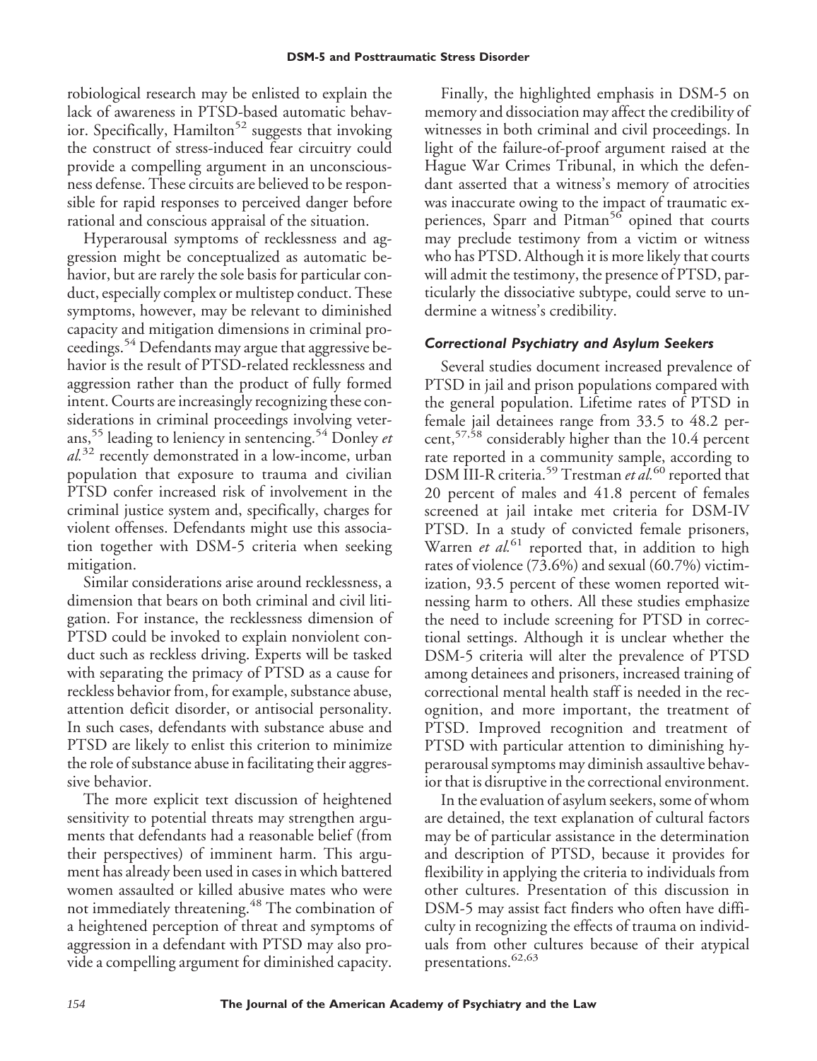robiological research may be enlisted to explain the lack of awareness in PTSD-based automatic behavior. Specifically, Hamilton[52] suggests that invoking the construct of stress-induced fear circuitry could provide a compelling argument in an unconsciousness defense. These circuits are believed to be responsible for rapid responses to perceived danger before rational and conscious appraisal of the situation.

Hyperarousal symptoms of recklessness and aggression might be conceptualized as automatic behavior, but are rarely the sole basis for particular conduct, especially complex or multistep conduct. These symptoms, however, may be relevant to diminished capacity and mitigation dimensions in criminal proceedings.[54] Defendants may argue that aggressive behavior is the result of PTSD-related recklessness and aggression rather than the product of fully formed intent. Courts are increasingly recognizing these considerations in criminal proceedings involving veterans,[55] leading to leniency in sentencing.[54] Donley *et al.*[32] recently demonstrated in a low-income, urban population that exposure to trauma and civilian PTSD confer increased risk of involvement in the criminal justice system and, specifically, charges for violent offenses. Defendants might use this association together with DSM-5 criteria when seeking mitigation.

Similar considerations arise around recklessness, a dimension that bears on both criminal and civil litigation. For instance, the recklessness dimension of PTSD could be invoked to explain nonviolent conduct such as reckless driving. Experts will be tasked with separating the primacy of PTSD as a cause for reckless behavior from, for example, substance abuse, attention deficit disorder, or antisocial personality. In such cases, defendants with substance abuse and PTSD are likely to enlist this criterion to minimize the role of substance abuse in facilitating their aggressive behavior.

The more explicit text discussion of heightened sensitivity to potential threats may strengthen arguments that defendants had a reasonable belief (from their perspectives) of imminent harm. This argument has already been used in cases in which battered women assaulted or killed abusive mates who were not immediately threatening.[48] The combination of a heightened perception of threat and symptoms of aggression in a defendant with PTSD may also provide a compelling argument for diminished capacity.

Finally, the highlighted emphasis in DSM-5 on memory and dissociation may affect the credibility of witnesses in both criminal and civil proceedings. In light of the failure-of-proof argument raised at the Hague War Crimes Tribunal, in which the defendant asserted that a witness's memory of atrocities was inaccurate owing to the impact of traumatic experiences, Sparr and Pitman[56] opined that courts may preclude testimony from a victim or witness who has PTSD. Although it is more likely that courts will admit the testimony, the presence of PTSD, particularly the dissociative subtype, could serve to undermine a witness's credibility.

### *Correctional Psychiatry and Asylum Seekers*

Several studies document increased prevalence of PTSD in jail and prison populations compared with the general population. Lifetime rates of PTSD in female jail detainees range from 33.5 to 48.2 percent,[57,58] considerably higher than the 10.4 percent rate reported in a community sample, according to DSM III-R criteria.[59] Trestman *et al.*[60] reported that 20 percent of males and 41.8 percent of females screened at jail intake met criteria for DSM-IV PTSD. In a study of convicted female prisoners, Warren *et al.*[61] reported that, in addition to high rates of violence (73.6%) and sexual (60.7%) victimization, 93.5 percent of these women reported witnessing harm to others. All these studies emphasize the need to include screening for PTSD in correctional settings. Although it is unclear whether the DSM-5 criteria will alter the prevalence of PTSD among detainees and prisoners, increased training of correctional mental health staff is needed in the recognition, and more important, the treatment of PTSD. Improved recognition and treatment of PTSD with particular attention to diminishing hyperarousal symptoms may diminish assaultive behavior that is disruptive in the correctional environment.

In the evaluation of asylum seekers, some of whom are detained, the text explanation of cultural factors may be of particular assistance in the determination and description of PTSD, because it provides for flexibility in applying the criteria to individuals from other cultures. Presentation of this discussion in DSM-5 may assist fact finders who often have difficulty in recognizing the effects of trauma on individuals from other cultures because of their atypical presentations.[62,63]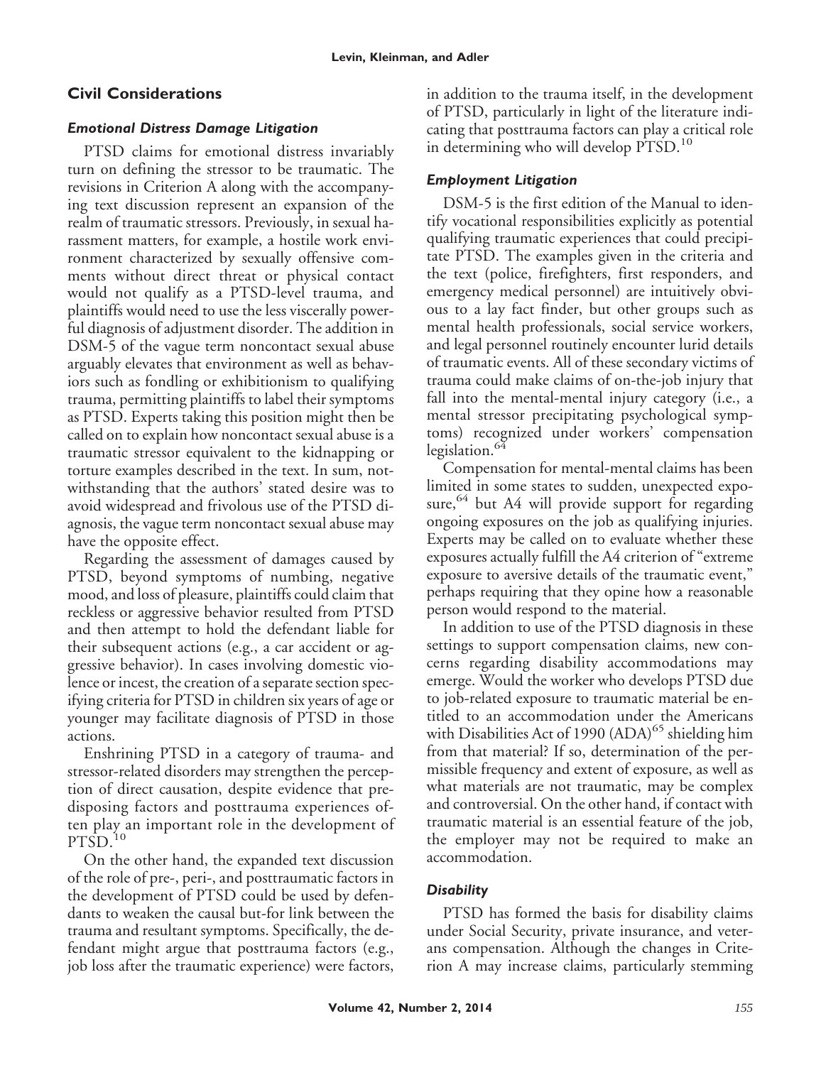## Civil Considerations

### *Emotional Distress Damage Litigation*

PTSD claims for emotional distress invariably turn on defining the stressor to be traumatic. The revisions in Criterion A along with the accompanying text discussion represent an expansion of the realm of traumatic stressors. Previously, in sexual harassment matters, for example, a hostile work environment characterized by sexually offensive comments without direct threat or physical contact would not qualify as a PTSD-level trauma, and plaintiffs would need to use the less viscerally powerful diagnosis of adjustment disorder. The addition in DSM-5 of the vague term noncontact sexual abuse arguably elevates that environment as well as behaviors such as fondling or exhibitionism to qualifying trauma, permitting plaintiffs to label their symptoms as PTSD. Experts taking this position might then be called on to explain how noncontact sexual abuse is a traumatic stressor equivalent to the kidnapping or torture examples described in the text. In sum, notwithstanding that the authors' stated desire was to avoid widespread and frivolous use of the PTSD diagnosis, the vague term noncontact sexual abuse may have the opposite effect.

Regarding the assessment of damages caused by PTSD, beyond symptoms of numbing, negative mood, and loss of pleasure, plaintiffs could claim that reckless or aggressive behavior resulted from PTSD and then attempt to hold the defendant liable for their subsequent actions (e.g., a car accident or aggressive behavior). In cases involving domestic violence or incest, the creation of a separate section specifying criteria for PTSD in children six years of age or younger may facilitate diagnosis of PTSD in those actions.

Enshrining PTSD in a category of trauma- and stressor-related disorders may strengthen the perception of direct causation, despite evidence that predisposing factors and posttrauma experiences often play an important role in the development of PTSD.[10]

On the other hand, the expanded text discussion of the role of pre-, peri-, and posttraumatic factors in the development of PTSD could be used by defendants to weaken the causal but-for link between the trauma and resultant symptoms. Specifically, the defendant might argue that posttrauma factors (e.g., job loss after the traumatic experience) were factors, in addition to the trauma itself, in the development of PTSD, particularly in light of the literature indicating that posttrauma factors can play a critical role in determining who will develop PTSD.[10]

### *Employment Litigation*

DSM-5 is the first edition of the Manual to identify vocational responsibilities explicitly as potential qualifying traumatic experiences that could precipitate PTSD. The examples given in the criteria and the text (police, firefighters, first responders, and emergency medical personnel) are intuitively obvious to a lay fact finder, but other groups such as mental health professionals, social service workers, and legal personnel routinely encounter lurid details of traumatic events. All of these secondary victims of trauma could make claims of on-the-job injury that fall into the mental-mental injury category (i.e., a mental stressor precipitating psychological symptoms) recognized under workers' compensation legislation.[64]

Compensation for mental-mental claims has been limited in some states to sudden, unexpected exposure,[64] but A4 will provide support for regarding ongoing exposures on the job as qualifying injuries. Experts may be called on to evaluate whether these exposures actually fulfill the A4 criterion of "extreme exposure to aversive details of the traumatic event," perhaps requiring that they opine how a reasonable person would respond to the material.

In addition to use of the PTSD diagnosis in these settings to support compensation claims, new concerns regarding disability accommodations may emerge. Would the worker who develops PTSD due to job-related exposure to traumatic material be entitled to an accommodation under the Americans with Disabilities Act of 1990 (ADA)[65] shielding him from that material? If so, determination of the permissible frequency and extent of exposure, as well as what materials are not traumatic, may be complex and controversial. On the other hand, if contact with traumatic material is an essential feature of the job, the employer may not be required to make an accommodation.

### *Disability*

PTSD has formed the basis for disability claims under Social Security, private insurance, and veterans compensation. Although the changes in Criterion A may increase claims, particularly stemming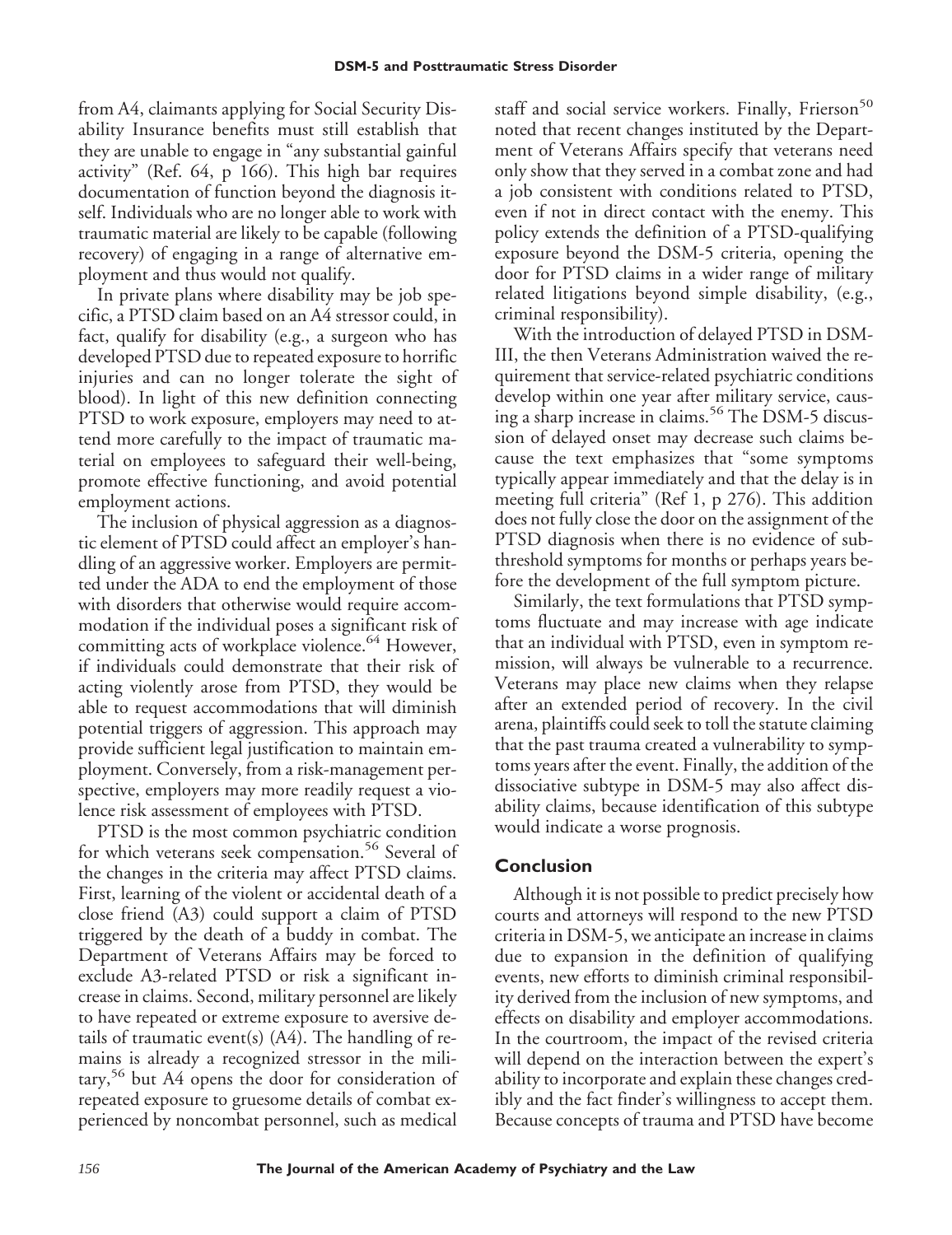from A4, claimants applying for Social Security Disability Insurance benefits must still establish that they are unable to engage in "any substantial gainful activity" (Ref. 64, p 166). This high bar requires documentation of function beyond the diagnosis itself. Individuals who are no longer able to work with traumatic material are likely to be capable (following recovery) of engaging in a range of alternative employment and thus would not qualify.

In private plans where disability may be job specific, a PTSD claim based on an A4 stressor could, in fact, qualify for disability (e.g., a surgeon who has developed PTSD due to repeated exposure to horrific injuries and can no longer tolerate the sight of blood). In light of this new definition connecting PTSD to work exposure, employers may need to attend more carefully to the impact of traumatic material on employees to safeguard their well-being, promote effective functioning, and avoid potential employment actions.

The inclusion of physical aggression as a diagnostic element of PTSD could affect an employer's handling of an aggressive worker. Employers are permitted under the ADA to end the employment of those with disorders that otherwise would require accommodation if the individual poses a significant risk of committing acts of workplace violence.[64] However, if individuals could demonstrate that their risk of acting violently arose from PTSD, they would be able to request accommodations that will diminish potential triggers of aggression. This approach may provide sufficient legal justification to maintain employment. Conversely, from a risk-management perspective, employers may more readily request a violence risk assessment of employees with PTSD.

PTSD is the most common psychiatric condition for which veterans seek compensation.[56] Several of the changes in the criteria may affect PTSD claims. First, learning of the violent or accidental death of a close friend (A3) could support a claim of PTSD triggered by the death of a buddy in combat. The Department of Veterans Affairs may be forced to exclude A3-related PTSD or risk a significant increase in claims. Second, military personnel are likely to have repeated or extreme exposure to aversive details of traumatic event(s) (A4). The handling of remains is already a recognized stressor in the military,[56] but A4 opens the door for consideration of repeated exposure to gruesome details of combat experienced by noncombat personnel, such as medical staff and social service workers. Finally, Frierson[50] noted that recent changes instituted by the Department of Veterans Affairs specify that veterans need only show that they served in a combat zone and had a job consistent with conditions related to PTSD, even if not in direct contact with the enemy. This policy extends the definition of a PTSD-qualifying exposure beyond the DSM-5 criteria, opening the door for PTSD claims in a wider range of military related litigations beyond simple disability, (e.g., criminal responsibility).

With the introduction of delayed PTSD in DSM-III, the then Veterans Administration waived the requirement that service-related psychiatric conditions develop within one year after military service, causing a sharp increase in claims.[56] The DSM-5 discussion of delayed onset may decrease such claims because the text emphasizes that "some symptoms typically appear immediately and that the delay is in meeting full criteria" (Ref 1, p 276). This addition does not fully close the door on the assignment of the PTSD diagnosis when there is no evidence of subthreshold symptoms for months or perhaps years before the development of the full symptom picture.

Similarly, the text formulations that PTSD symptoms fluctuate and may increase with age indicate that an individual with PTSD, even in symptom remission, will always be vulnerable to a recurrence. Veterans may place new claims when they relapse after an extended period of recovery. In the civil arena, plaintiffs could seek to toll the statute claiming that the past trauma created a vulnerability to symptoms years after the event. Finally, the addition of the dissociative subtype in DSM-5 may also affect disability claims, because identification of this subtype would indicate a worse prognosis.

## Conclusion

Although it is not possible to predict precisely how courts and attorneys will respond to the new PTSD criteria in DSM-5, we anticipate an increase in claims due to expansion in the definition of qualifying events, new efforts to diminish criminal responsibility derived from the inclusion of new symptoms, and effects on disability and employer accommodations. In the courtroom, the impact of the revised criteria will depend on the interaction between the expert's ability to incorporate and explain these changes credibly and the fact finder's willingness to accept them. Because concepts of trauma and PTSD have become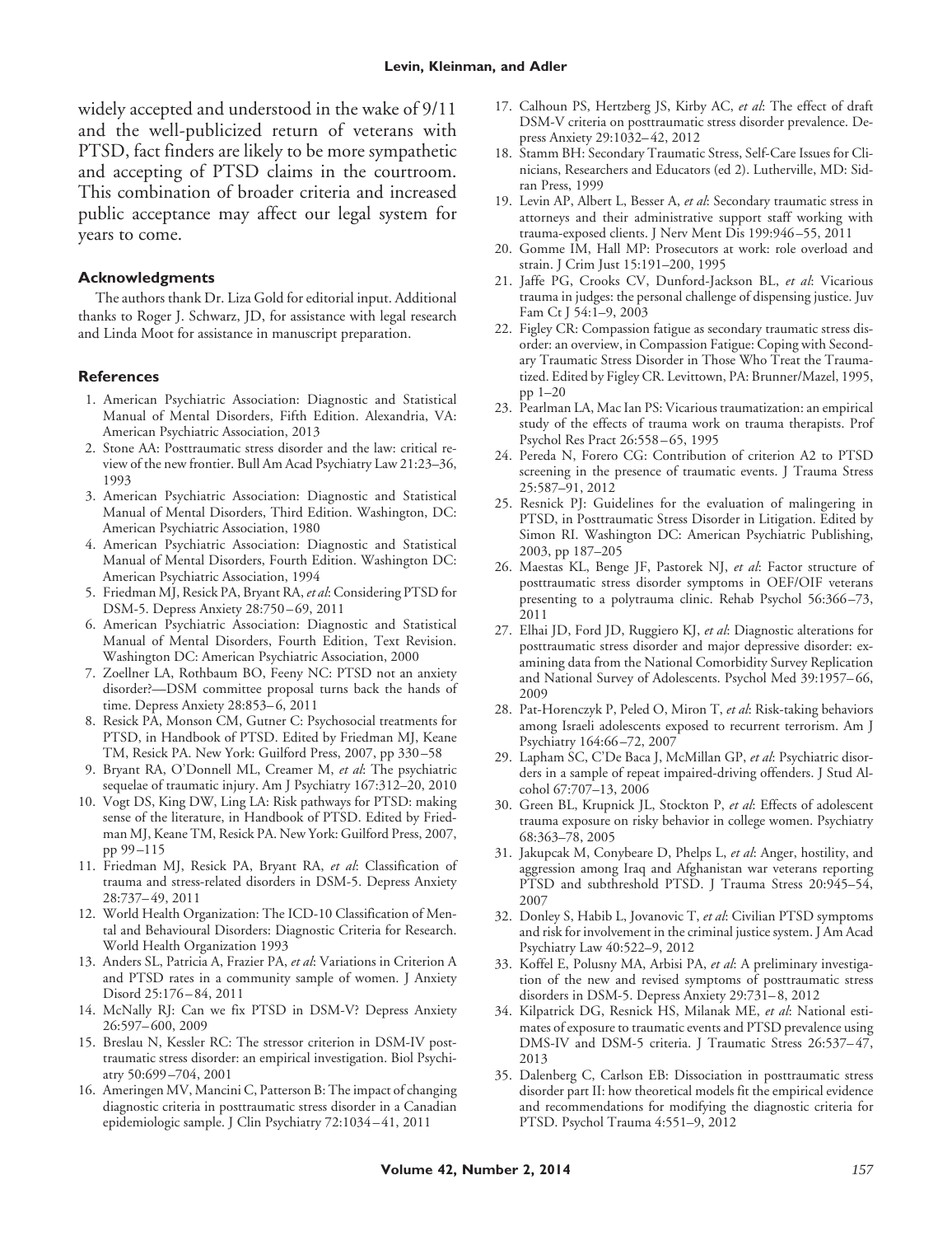widely accepted and understood in the wake of 9/11 and the well-publicized return of veterans with PTSD, fact finders are likely to be more sympathetic and accepting of PTSD claims in the courtroom. This combination of broader criteria and increased public acceptance may affect our legal system for years to come.

### Acknowledgments

The authors thank Dr. Liza Gold for editorial input. Additional thanks to Roger J. Schwarz, JD, for assistance with legal research and Linda Moot for assistance in manuscript preparation.

### References

1. American Psychiatric Association: Diagnostic and Statistical Manual of Mental Disorders, Fifth Edition. Alexandria, VA: American Psychiatric Association, 2013
2. Stone AA: Posttraumatic stress disorder and the law: critical review of the new frontier. Bull Am Acad Psychiatry Law 21:23–36, 1993
3. American Psychiatric Association: Diagnostic and Statistical Manual of Mental Disorders, Third Edition. Washington, DC: American Psychiatric Association, 1980
4. American Psychiatric Association: Diagnostic and Statistical Manual of Mental Disorders, Fourth Edition. Washington DC: American Psychiatric Association, 1994
5. Friedman MJ, Resick PA, Bryant RA, *et al*: Considering PTSD for DSM-5. Depress Anxiety 28:750–69, 2011
6. American Psychiatric Association: Diagnostic and Statistical Manual of Mental Disorders, Fourth Edition, Text Revision. Washington DC: American Psychiatric Association, 2000
7. Zoellner LA, Rothbaum BO, Feeny NC: PTSD not an anxiety disorder?—DSM committee proposal turns back the hands of time. Depress Anxiety 28:853–6, 2011
8. Resick PA, Monson CM, Gutner C: Psychosocial treatments for PTSD, in Handbook of PTSD. Edited by Friedman MJ, Keane TM, Resick PA. New York: Guilford Press, 2007, pp 330–58
9. Bryant RA, O'Donnell ML, Creamer M, *et al*: The psychiatric sequelae of traumatic injury. Am J Psychiatry 167:312–20, 2010
10. Vogt DS, King DW, Ling LA: Risk pathways for PTSD: making sense of the literature, in Handbook of PTSD. Edited by Friedman MJ, Keane TM, Resick PA. New York: Guilford Press, 2007, pp 99–115
11. Friedman MJ, Resick PA, Bryant RA, *et al*: Classification of trauma and stress-related disorders in DSM-5. Depress Anxiety 28:737–49, 2011
12. World Health Organization: The ICD-10 Classification of Mental and Behavioural Disorders: Diagnostic Criteria for Research. World Health Organization 1993
13. Anders SL, Patricia A, Frazier PA, *et al*: Variations in Criterion A and PTSD rates in a community sample of women. J Anxiety Disord 25:176–84, 2011
14. McNally RJ: Can we fix PTSD in DSM-V? Depress Anxiety 26:597–600, 2009
15. Breslau N, Kessler RC: The stressor criterion in DSM-IV posttraumatic stress disorder: an empirical investigation. Biol Psychiatry 50:699–704, 2001
16. Ameringen MV, Mancini C, Patterson B: The impact of changing diagnostic criteria in posttraumatic stress disorder in a Canadian epidemiologic sample. J Clin Psychiatry 72:1034–41, 2011
17. Calhoun PS, Hertzberg JS, Kirby AC, *et al*: The effect of draft DSM-V criteria on posttraumatic stress disorder prevalence. Depress Anxiety 29:1032–42, 2012
18. Stamm BH: Secondary Traumatic Stress, Self-Care Issues for Clinicians, Researchers and Educators (ed 2). Lutherville, MD: Sidran Press, 1999
19. Levin AP, Albert L, Besser A, *et al*: Secondary traumatic stress in attorneys and their administrative support staff working with trauma-exposed clients. J Nerv Ment Dis 199:946–55, 2011
20. Gomme IM, Hall MP: Prosecutors at work: role overload and strain. J Crim Just 15:191–200, 1995
21. Jaffe PG, Crooks CV, Dunford-Jackson BL, *et al*: Vicarious trauma in judges: the personal challenge of dispensing justice. Juv Fam Ct J 54:1–9, 2003
22. Figley CR: Compassion fatigue as secondary traumatic stress disorder: an overview, in Compassion Fatigue: Coping with Secondary Traumatic Stress Disorder in Those Who Treat the Traumatized. Edited by Figley CR. Levittown, PA: Brunner/Mazel, 1995, pp 1–20
23. Pearlman LA, Mac Ian PS: Vicarious traumatization: an empirical study of the effects of trauma work on trauma therapists. Prof Psychol Res Pract 26:558–65, 1995
24. Pereda N, Forero CG: Contribution of criterion A2 to PTSD screening in the presence of traumatic events. J Trauma Stress 25:587–91, 2012
25. Resnick PJ: Guidelines for the evaluation of malingering in PTSD, in Posttraumatic Stress Disorder in Litigation. Edited by Simon RI. Washington DC: American Psychiatric Publishing, 2003, pp 187–205
26. Maestas KL, Benge JF, Pastorek NJ, *et al*: Factor structure of posttraumatic stress disorder symptoms in OEF/OIF veterans presenting to a polytrauma clinic. Rehab Psychol 56:366–73, 2011
27. Elhai JD, Ford JD, Ruggiero KJ, *et al*: Diagnostic alterations for posttraumatic stress disorder and major depressive disorder: examining data from the National Comorbidity Survey Replication and National Survey of Adolescents. Psychol Med 39:1957–66, 2009
28. Pat-Horenczyk P, Peled O, Miron T, *et al*: Risk-taking behaviors among Israeli adolescents exposed to recurrent terrorism. Am J Psychiatry 164:66–72, 2007
29. Lapham SC, C'De Baca J, McMillan GP, *et al*: Psychiatric disorders in a sample of repeat impaired-driving offenders. J Stud Alcohol 67:707–13, 2006
30. Green BL, Krupnick JL, Stockton P, *et al*: Effects of adolescent trauma exposure on risky behavior in college women. Psychiatry 68:363–78, 2005
31. Jakupcak M, Conybeare D, Phelps L, *et al*: Anger, hostility, and aggression among Iraq and Afghanistan war veterans reporting PTSD and subthreshold PTSD. J Trauma Stress 20:945–54, 2007
32. Donley S, Habib L, Jovanovic T, *et al*: Civilian PTSD symptoms and risk for involvement in the criminal justice system. J Am Acad Psychiatry Law 40:522–9, 2012
33. Koffel E, Polusny MA, Arbisi PA, *et al*: A preliminary investigation of the new and revised symptoms of posttraumatic stress disorders in DSM-5. Depress Anxiety 29:731–8, 2012
34. Kilpatrick DG, Resnick HS, Milanak ME, *et al*: National estimates of exposure to traumatic events and PTSD prevalence using DMS-IV and DSM-5 criteria. J Traumatic Stress 26:537–47, 2013
35. Dalenberg C, Carlson EB: Dissociation in posttraumatic stress disorder part II: how theoretical models fit the empirical evidence and recommendations for modifying the diagnostic criteria for PTSD. Psychol Trauma 4:551–9, 2012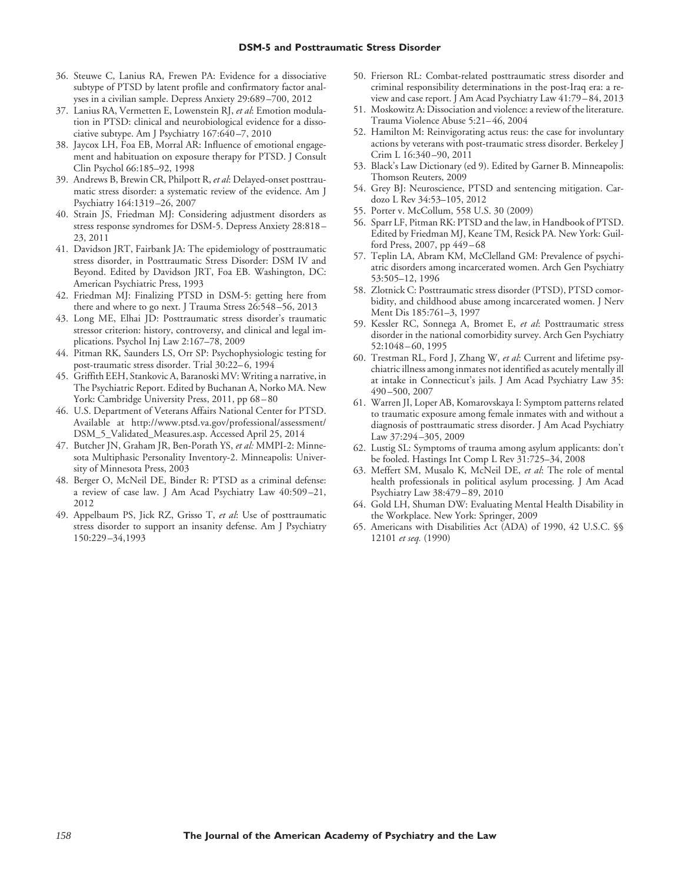36. Steuwe C, Lanius RA, Frewen PA: Evidence for a dissociative subtype of PTSD by latent profile and confirmatory factor analyses in a civilian sample. Depress Anxiety 29:689–700, 2012
37. Lanius RA, Vermetten E, Lowenstein RJ, *et al*: Emotion modulation in PTSD: clinical and neurobiological evidence for a dissociative subtype. Am J Psychiatry 167:640–7, 2010
38. Jaycox LH, Foa EB, Morral AR: Influence of emotional engagement and habituation on exposure therapy for PTSD. J Consult Clin Psychol 66:185–92, 1998
39. Andrews B, Brewin CR, Philpott R, *et al*: Delayed-onset posttraumatic stress disorder: a systematic review of the evidence. Am J Psychiatry 164:1319–26, 2007
40. Strain JS, Friedman MJ: Considering adjustment disorders as stress response syndromes for DSM-5. Depress Anxiety 28:818–23, 2011
41. Davidson JRT, Fairbank JA: The epidemiology of posttraumatic stress disorder, in Posttraumatic Stress Disorder: DSM IV and Beyond. Edited by Davidson JRT, Foa EB. Washington, DC: American Psychiatric Press, 1993
42. Friedman MJ: Finalizing PTSD in DSM-5: getting here from there and where to go next. J Trauma Stress 26:548–56, 2013
43. Long ME, Elhai JD: Posttraumatic stress disorder's traumatic stressor criterion: history, controversy, and clinical and legal implications. Psychol Inj Law 2:167–78, 2009
44. Pitman RK, Saunders LS, Orr SP: Psychophysiologic testing for post-traumatic stress disorder. Trial 30:22–6, 1994
45. Griffith EEH, Stankovic A, Baranoski MV: Writing a narrative, in The Psychiatric Report. Edited by Buchanan A, Norko MA. New York: Cambridge University Press, 2011, pp 68–80
46. U.S. Department of Veterans Affairs National Center for PTSD. Available at http://www.ptsd.va.gov/professional/assessment/DSM_5_Validated_Measures.asp. Accessed April 25, 2014
47. Butcher JN, Graham JR, Ben-Porath YS, *et al:* MMPI-2: Minnesota Multiphasic Personality Inventory-2. Minneapolis: University of Minnesota Press, 2003
48. Berger O, McNeil DE, Binder R: PTSD as a criminal defense: a review of case law. J Am Acad Psychiatry Law 40:509–21, 2012
49. Appelbaum PS, Jick RZ, Grisso T, *et al*: Use of posttraumatic stress disorder to support an insanity defense. Am J Psychiatry 150:229–34,1993
50. Frierson RL: Combat-related posttraumatic stress disorder and criminal responsibility determinations in the post-Iraq era: a review and case report. J Am Acad Psychiatry Law 41:79–84, 2013
51. Moskowitz A: Dissociation and violence: a review of the literature. Trauma Violence Abuse 5:21–46, 2004
52. Hamilton M: Reinvigorating actus reus: the case for involuntary actions by veterans with post-traumatic stress disorder. Berkeley J Crim L 16:340–90, 2011
53. Black's Law Dictionary (ed 9). Edited by Garner B. Minneapolis: Thomson Reuters, 2009
54. Grey BJ: Neuroscience, PTSD and sentencing mitigation. Cardozo L Rev 34:53–105, 2012
55. Porter v. McCollum, 558 U.S. 30 (2009)
56. Sparr LF, Pitman RK: PTSD and the law, in Handbook of PTSD. Edited by Friedman MJ, Keane TM, Resick PA. New York: Guilford Press, 2007, pp 449–68
57. Teplin LA, Abram KM, McClelland GM: Prevalence of psychiatric disorders among incarcerated women. Arch Gen Psychiatry 53:505–12, 1996
58. Zlotnick C: Posttraumatic stress disorder (PTSD), PTSD comorbidity, and childhood abuse among incarcerated women. J Nerv Ment Dis 185:761–3, 1997
59. Kessler RC, Sonnega A, Bromet E, *et al*: Posttraumatic stress disorder in the national comorbidity survey. Arch Gen Psychiatry 52:1048–60, 1995
60. Trestman RL, Ford J, Zhang W, *et al*: Current and lifetime psychiatric illness among inmates not identified as acutely mentally ill at intake in Connecticut's jails. J Am Acad Psychiatry Law 35: 490–500, 2007
61. Warren JI, Loper AB, Komarovskaya I: Symptom patterns related to traumatic exposure among female inmates with and without a diagnosis of posttraumatic stress disorder. J Am Acad Psychiatry Law 37:294–305, 2009
62. Lustig SL: Symptoms of trauma among asylum applicants: don't be fooled. Hastings Int Comp L Rev 31:725–34, 2008
63. Meffert SM, Musalo K, McNeil DE, *et al*: The role of mental health professionals in political asylum processing. J Am Acad Psychiatry Law 38:479–89, 2010
64. Gold LH, Shuman DW: Evaluating Mental Health Disability in the Workplace. New York: Springer, 2009
65. Americans with Disabilities Act (ADA) of 1990, 42 U.S.C. §§ 12101 *et seq.* (1990)